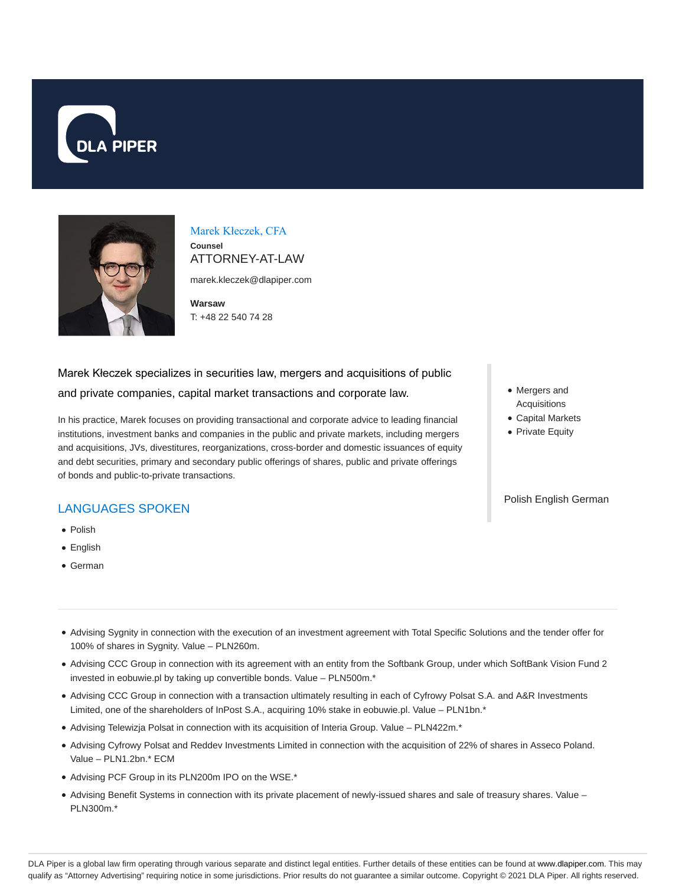DLA PIPER

# Marek Kłeczek, CFA

**Counsel**

ATTORNEY-AT-LAW

marek.kleczek@dlapiper.com

**Warsaw**

T: +48 22 540 74 28

Marek Kłeczek specializes in securities law, mergers and acquisitions of public and private companies, capital market transactions and corporate law.

In his practice, Marek focuses on providing transactional and corporate advice to leading financial institutions, investment banks and companies in the public and private markets, including mergers and acquisitions, JVs, divestitures, reorganizations, cross-border and domestic issuances of equity and debt securities, primary and secondary public offerings of shares, public and private offerings of bonds and public-to-private transactions.

- Mergers and Acquisitions
- Capital Markets
- Private Equity

Polish English German

## LANGUAGES SPOKEN

- Polish
- English
- German

---

- Advising Sygnity in connection with the execution of an investment agreement with Total Specific Solutions and the tender offer for 100% of shares in Sygnity. Value – PLN260m.
- Advising CCC Group in connection with its agreement with an entity from the Softbank Group, under which SoftBank Vision Fund 2 invested in eobuwie.pl by taking up convertible bonds. Value – PLN500m.*
- Advising CCC Group in connection with a transaction ultimately resulting in each of Cyfrowy Polsat S.A. and A&R Investments Limited, one of the shareholders of InPost S.A., acquiring 10% stake in eobuwie.pl. Value – PLN1bn.*
- Advising Telewizja Polsat in connection with its acquisition of Interia Group. Value – PLN422m.*
- Advising Cyfrowy Polsat and Reddev Investments Limited in connection with the acquisition of 22% of shares in Asseco Poland. Value – PLN1.2bn.* ECM
- Advising PCF Group in its PLN200m IPO on the WSE.*
- Advising Benefit Systems in connection with its private placement of newly-issued shares and sale of treasury shares. Value – PLN300m.*

DLA Piper is a global law firm operating through various separate and distinct legal entities. Further details of these entities can be found at www.dlapiper.com. This may qualify as "Attorney Advertising" requiring notice in some jurisdictions. Prior results do not guarantee a similar outcome. Copyright © 2021 DLA Piper. All rights reserved.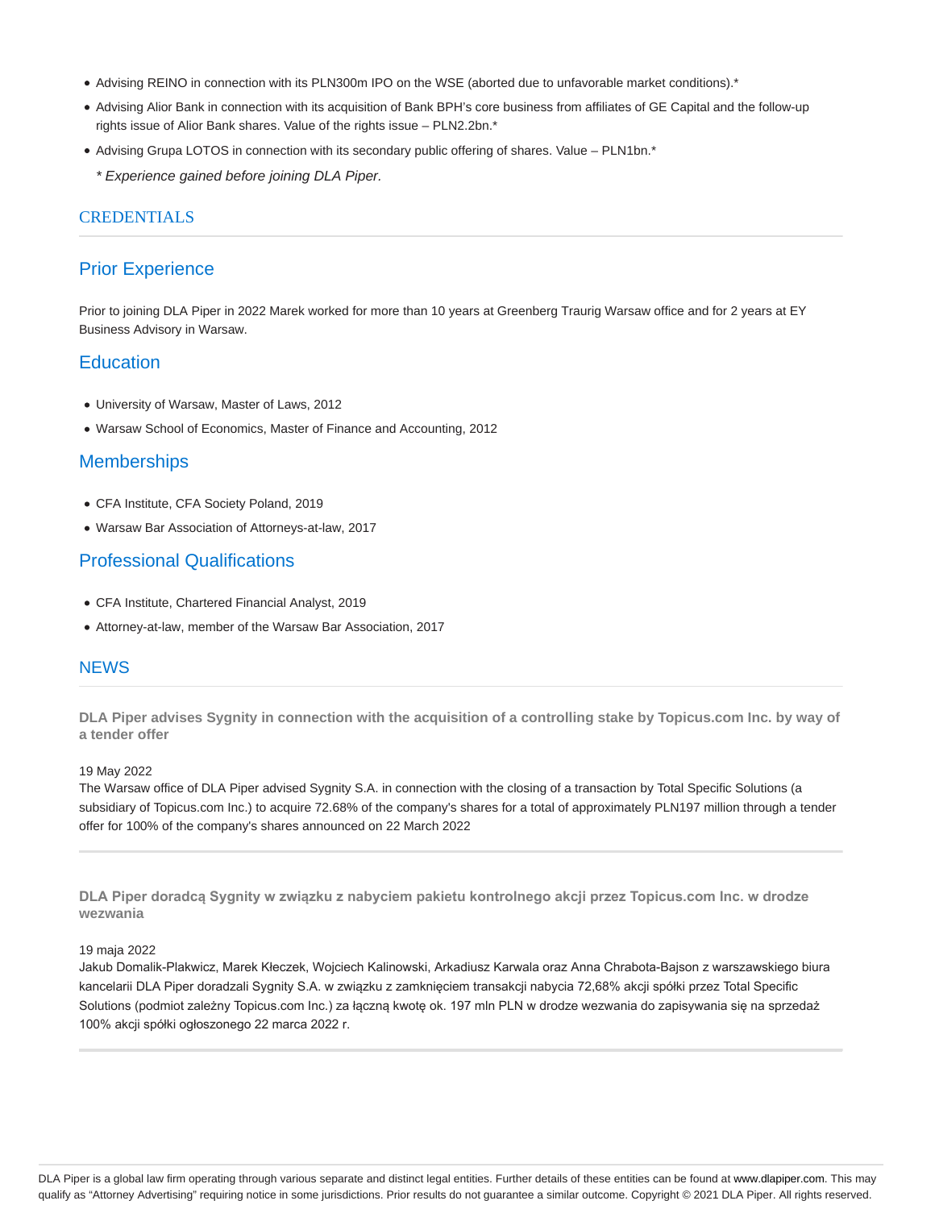- Advising REINO in connection with its PLN300m IPO on the WSE (aborted due to unfavorable market conditions).*
- Advising Alior Bank in connection with its acquisition of Bank BPH's core business from affiliates of GE Capital and the follow-up rights issue of Alior Bank shares. Value of the rights issue – PLN2.2bn.*
- Advising Grupa LOTOS in connection with its secondary public offering of shares. Value – PLN1bn.*

  *\* Experience gained before joining DLA Piper.*

## CREDENTIALS

### Prior Experience

Prior to joining DLA Piper in 2022 Marek worked for more than 10 years at Greenberg Traurig Warsaw office and for 2 years at EY Business Advisory in Warsaw.

### Education

- University of Warsaw, Master of Laws, 2012
- Warsaw School of Economics, Master of Finance and Accounting, 2012

### Memberships

- CFA Institute, CFA Society Poland, 2019
- Warsaw Bar Association of Attorneys-at-law, 2017

### Professional Qualifications

- CFA Institute, Chartered Financial Analyst, 2019
- Attorney-at-law, member of the Warsaw Bar Association, 2017

## NEWS

**DLA Piper advises Sygnity in connection with the acquisition of a controlling stake by Topicus.com Inc. by way of a tender offer**

19 May 2022

The Warsaw office of DLA Piper advised Sygnity S.A. in connection with the closing of a transaction by Total Specific Solutions (a subsidiary of Topicus.com Inc.) to acquire 72.68% of the company's shares for a total of approximately PLN197 million through a tender offer for 100% of the company's shares announced on 22 March 2022

---

**DLA Piper doradcą Sygnity w związku z nabyciem pakietu kontrolnego akcji przez Topicus.com Inc. w drodze wezwania**

19 maja 2022

Jakub Domalik-Plakwicz, Marek Kłeczek, Wojciech Kalinowski, Arkadiusz Karwala oraz Anna Chrabota-Bajson z warszawskiego biura kancelarii DLA Piper doradzali Sygnity S.A. w związku z zamknięciem transakcji nabycia 72,68% akcji spółki przez Total Specific Solutions (podmiot zależny Topicus.com Inc.) za łączną kwotę ok. 197 mln PLN w drodze wezwania do zapisywania się na sprzedaż 100% akcji spółki ogłoszonego 22 marca 2022 r.

---